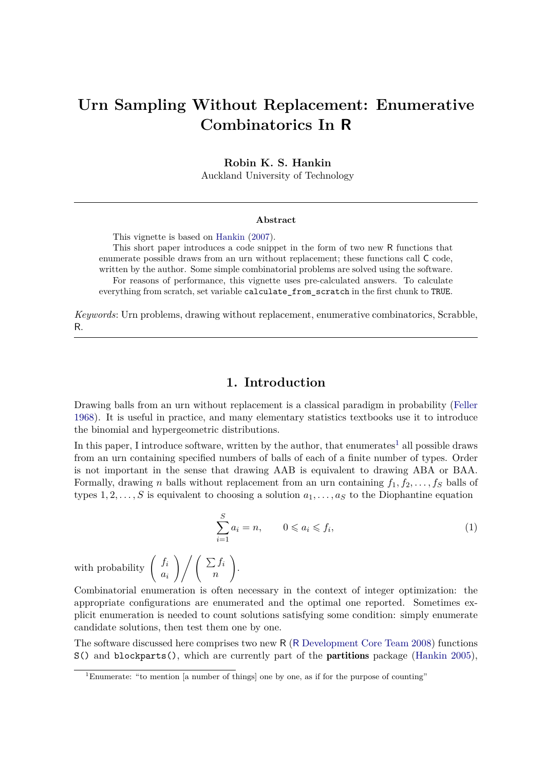# Urn Sampling Without Replacement: Enumerative Combinatorics In R

**Robin K. S. Hankin**
Auckland University of Technology

---

**Abstract**

This vignette is based on Hankin (2007).

This short paper introduces a code snippet in the form of two new R functions that enumerate possible draws from an urn without replacement; these functions call C code, written by the author. Some simple combinatorial problems are solved using the software.

For reasons of performance, this vignette uses pre-calculated answers. To calculate everything from scratch, set variable `calculate_from_scratch` in the first chunk to `TRUE`.

*Keywords*: Urn problems, drawing without replacement, enumerative combinatorics, Scrabble, R.

---

## 1. Introduction

Drawing balls from an urn without replacement is a classical paradigm in probability (Feller 1968). It is useful in practice, and many elementary statistics textbooks use it to introduce the binomial and hypergeometric distributions.

In this paper, I introduce software, written by the author, that enumerates[1] all possible draws from an urn containing specified numbers of balls of each of a finite number of types. Order is not important in the sense that drawing AAB is equivalent to drawing ABA or BAA. Formally, drawing $n$ balls without replacement from an urn containing $f_1, f_2, \ldots, f_S$ balls of types $1, 2, \ldots, S$ is equivalent to choosing a solution $a_1, \ldots, a_S$ to the Diophantine equation

$$\sum_{i=1}^{S} a_i = n, \qquad 0 \leqslant a_i \leqslant f_i, \tag{1}$$

with probability $\binom{f_i}{a_i} \bigg/ \binom{\sum f_i}{n}$.

Combinatorial enumeration is often necessary in the context of integer optimization: the appropriate configurations are enumerated and the optimal one reported. Sometimes explicit enumeration is needed to count solutions satisfying some condition: simply enumerate candidate solutions, then test them one by one.

The software discussed here comprises two new R (R Development Core Team 2008) functions `S()` and `blockparts()`, which are currently part of the **partitions** package (Hankin 2005),

[1] Enumerate: "to mention [a number of things] one by one, as if for the purpose of counting"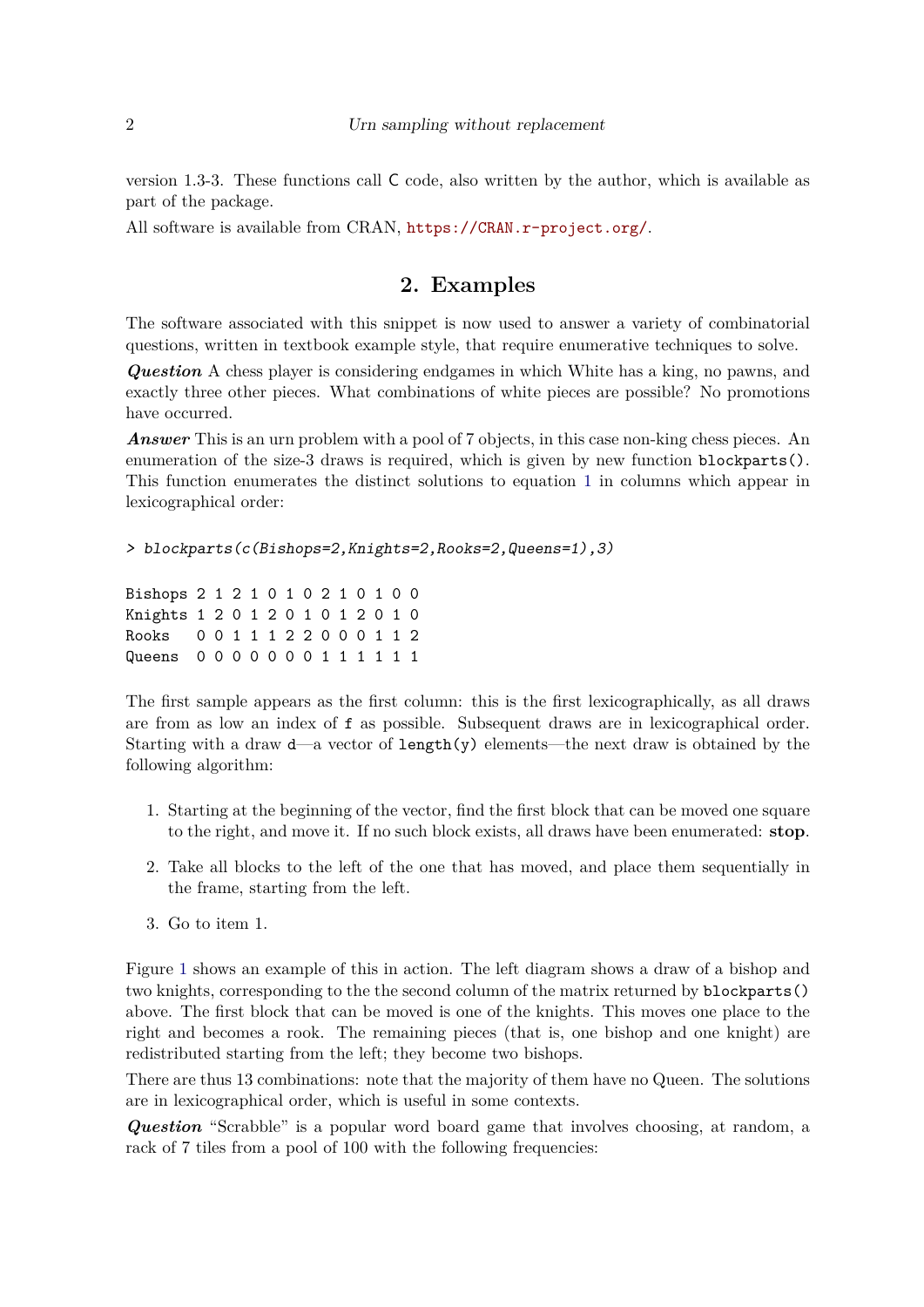version 1.3-3. These functions call C code, also written by the author, which is available as part of the package.

All software is available from CRAN, https://CRAN.r-project.org/.

## 2. Examples

The software associated with this snippet is now used to answer a variety of combinatorial questions, written in textbook example style, that require enumerative techniques to solve.

***Question*** A chess player is considering endgames in which White has a king, no pawns, and exactly three other pieces. What combinations of white pieces are possible? No promotions have occurred.

***Answer*** This is an urn problem with a pool of 7 objects, in this case non-king chess pieces. An enumeration of the size-3 draws is required, which is given by new function `blockparts()`. This function enumerates the distinct solutions to equation 1 in columns which appear in lexicographical order:

```
> blockparts(c(Bishops=2,Knights=2,Rooks=2,Queens=1),3)

Bishops 2 1 2 1 0 1 0 2 1 0 1 0 0
Knights 1 2 0 1 2 0 1 0 1 2 0 1 0
Rooks   0 0 1 1 1 2 2 0 0 0 1 1 2
Queens  0 0 0 0 0 0 0 1 1 1 1 1 1
```

The first sample appears as the first column: this is the first lexicographically, as all draws are from as low an index of `f` as possible. Subsequent draws are in lexicographical order. Starting with a draw `d`—a vector of `length(y)` elements—the next draw is obtained by the following algorithm:

1. Starting at the beginning of the vector, find the first block that can be moved one square to the right, and move it. If no such block exists, all draws have been enumerated: **stop**.
2. Take all blocks to the left of the one that has moved, and place them sequentially in the frame, starting from the left.
3. Go to item 1.

Figure 1 shows an example of this in action. The left diagram shows a draw of a bishop and two knights, corresponding to the the second column of the matrix returned by `blockparts()` above. The first block that can be moved is one of the knights. This moves one place to the right and becomes a rook. The remaining pieces (that is, one bishop and one knight) are redistributed starting from the left; they become two bishops.

There are thus 13 combinations: note that the majority of them have no Queen. The solutions are in lexicographical order, which is useful in some contexts.

***Question*** "Scrabble" is a popular word board game that involves choosing, at random, a rack of 7 tiles from a pool of 100 with the following frequencies: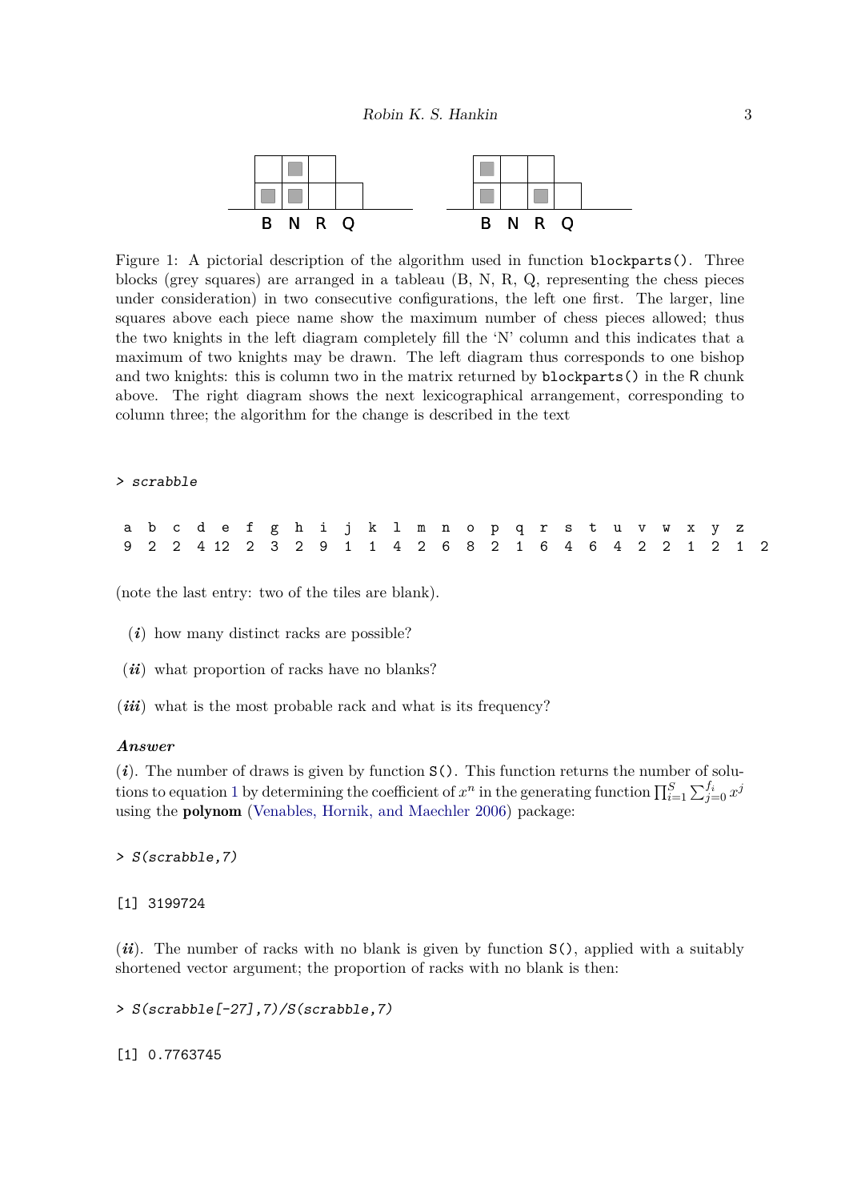Figure 1: A pictorial description of the algorithm used in function `blockparts()`. Three blocks (grey squares) are arranged in a tableau (B, N, R, Q, representing the chess pieces under consideration) in two consecutive configurations, the left one first. The larger, line squares above each piece name show the maximum number of chess pieces allowed; thus the two knights in the left diagram completely fill the 'N' column and this indicates that a maximum of two knights may be drawn. The left diagram thus corresponds to one bishop and two knights: this is column two in the matrix returned by `blockparts()` in the R chunk above. The right diagram shows the next lexicographical arrangement, corresponding to column three; the algorithm for the change is described in the text

```
> scrabble

a  b  c  d  e  f  g  h  i  j  k  l  m  n  o  p  q  r  s  t  u  v  w  x  y  z
9  2  2  4 12  2  3  2  9  1  1  4  2  6  8  2  1  6  4  6  4  2  2  1  2  1  2
```

(note the last entry: two of the tiles are blank).

(***i***) how many distinct racks are possible?

(***ii***) what proportion of racks have no blanks?

(***iii***) what is the most probable rack and what is its frequency?

***Answer***

(***i***). The number of draws is given by function `S()`. This function returns the number of solutions to equation 1 by determining the coefficient of $x^n$ in the generating function $\prod_{i=1}^{S}\sum_{j=0}^{f_i} x^j$ using the **polynom** (Venables, Hornik, and Maechler 2006) package:

```
> S(scrabble,7)

[1] 3199724
```

(***ii***). The number of racks with no blank is given by function `S()`, applied with a suitably shortened vector argument; the proportion of racks with no blank is then:

```
> S(scrabble[-27],7)/S(scrabble,7)

[1] 0.7763745
```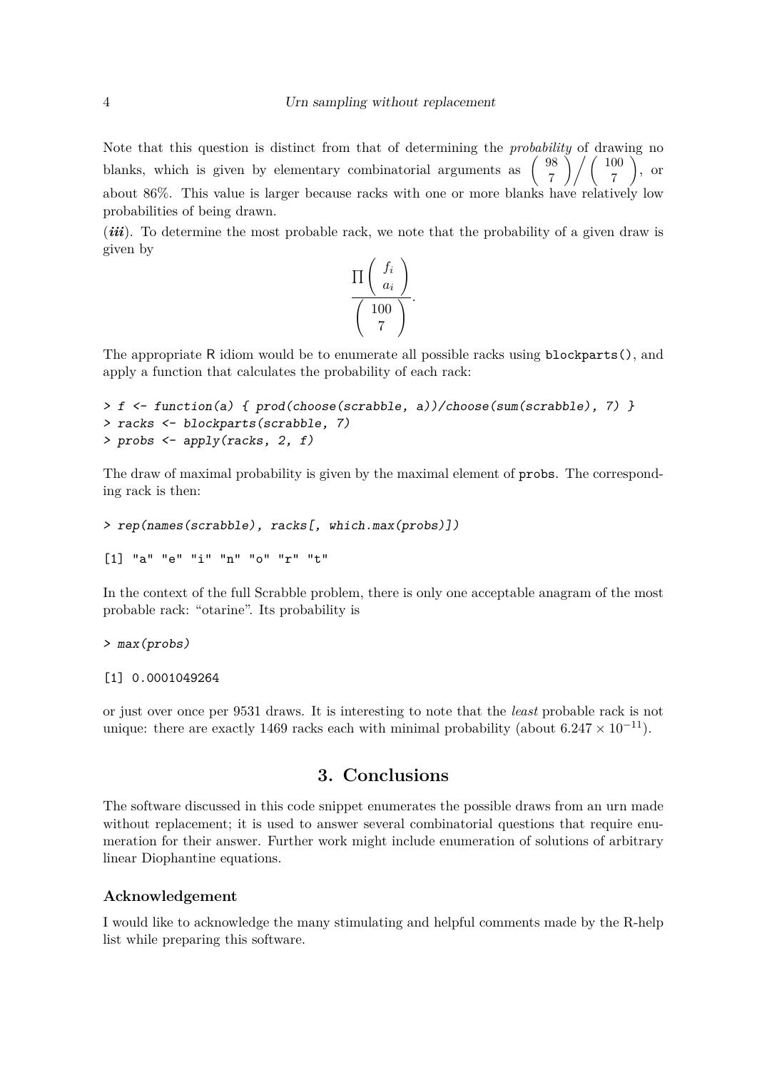Note that this question is distinct from that of determining the *probability* of drawing no blanks, which is given by elementary combinatorial arguments as $\binom{98}{7} \Big/ \binom{100}{7}$, or about 86%. This value is larger because racks with one or more blanks have relatively low probabilities of being drawn.

(***iii***). To determine the most probable rack, we note that the probability of a given draw is given by

$$\frac{\prod \binom{f_i}{a_i}}{\binom{100}{7}}.$$

The appropriate R idiom would be to enumerate all possible racks using `blockparts()`, and apply a function that calculates the probability of each rack:

```
> f <- function(a) { prod(choose(scrabble, a))/choose(sum(scrabble), 7) }
> racks <- blockparts(scrabble, 7)
> probs <- apply(racks, 2, f)
```

The draw of maximal probability is given by the maximal element of `probs`. The corresponding rack is then:

```
> rep(names(scrabble), racks[, which.max(probs)])

[1] "a" "e" "i" "n" "o" "r" "t"
```

In the context of the full Scrabble problem, there is only one acceptable anagram of the most probable rack: "otarine". Its probability is

```
> max(probs)

[1] 0.0001049264
```

or just over once per 9531 draws. It is interesting to note that the *least* probable rack is not unique: there are exactly 1469 racks each with minimal probability (about $6.247 \times 10^{-11}$).

## 3. Conclusions

The software discussed in this code snippet enumerates the possible draws from an urn made without replacement; it is used to answer several combinatorial questions that require enumeration for their answer. Further work might include enumeration of solutions of arbitrary linear Diophantine equations.

### Acknowledgement

I would like to acknowledge the many stimulating and helpful comments made by the R-help list while preparing this software.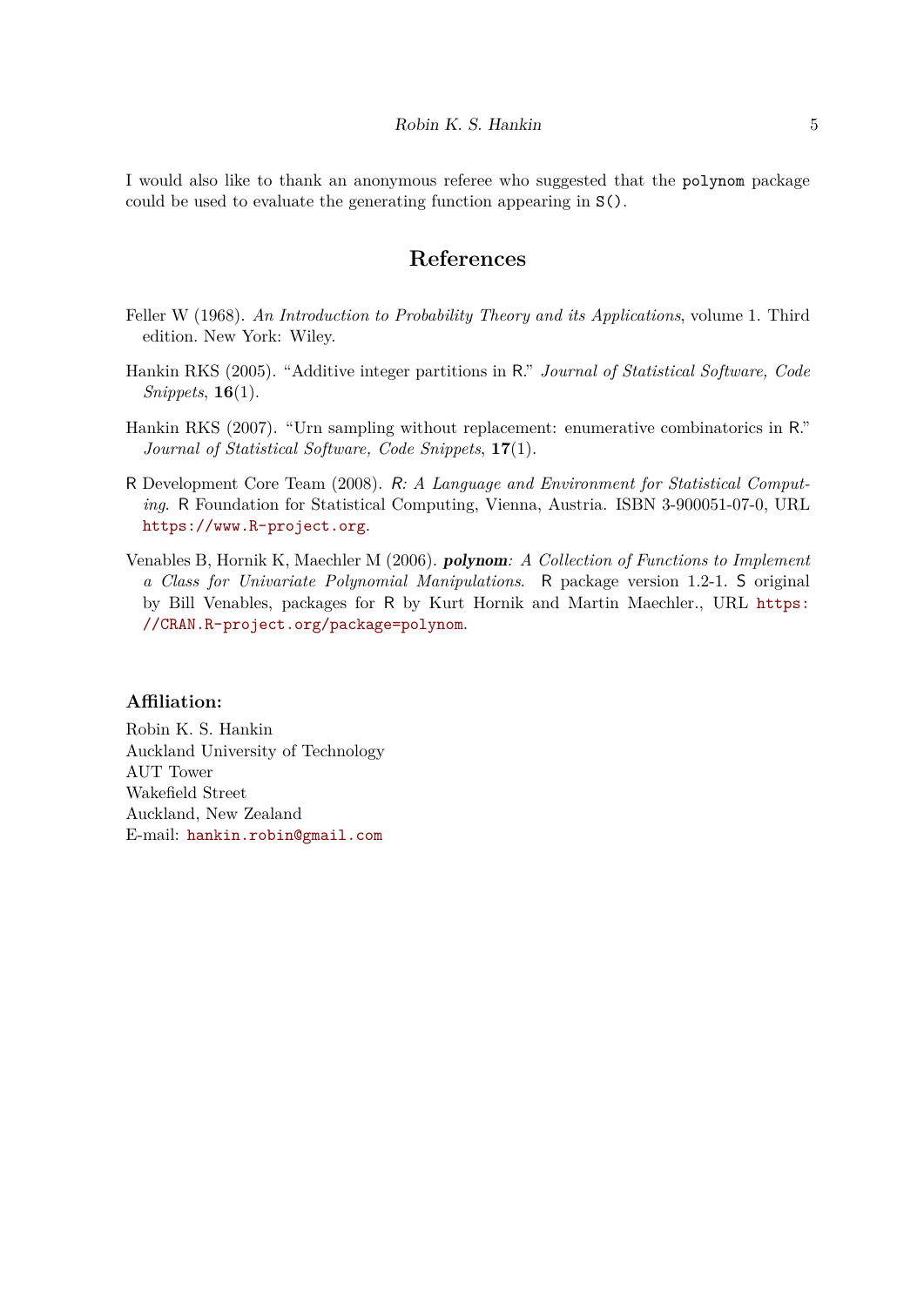I would also like to thank an anonymous referee who suggested that the `polynom` package could be used to evaluate the generating function appearing in `S()`.

## References

Feller W (1968). *An Introduction to Probability Theory and its Applications*, volume 1. Third edition. New York: Wiley.

Hankin RKS (2005). "Additive integer partitions in R." *Journal of Statistical Software, Code Snippets*, **16**(1).

Hankin RKS (2007). "Urn sampling without replacement: enumerative combinatorics in R." *Journal of Statistical Software, Code Snippets*, **17**(1).

R Development Core Team (2008). *R: A Language and Environment for Statistical Computing*. R Foundation for Statistical Computing, Vienna, Austria. ISBN 3-900051-07-0, URL https://www.R-project.org.

Venables B, Hornik K, Maechler M (2006). ***polynom**: A Collection of Functions to Implement a Class for Univariate Polynomial Manipulations*. R package version 1.2-1. S original by Bill Venables, packages for R by Kurt Hornik and Martin Maechler., URL https://CRAN.R-project.org/package=polynom.

### Affiliation:

Robin K. S. Hankin
Auckland University of Technology
AUT Tower
Wakefield Street
Auckland, New Zealand
E-mail: hankin.robin@gmail.com